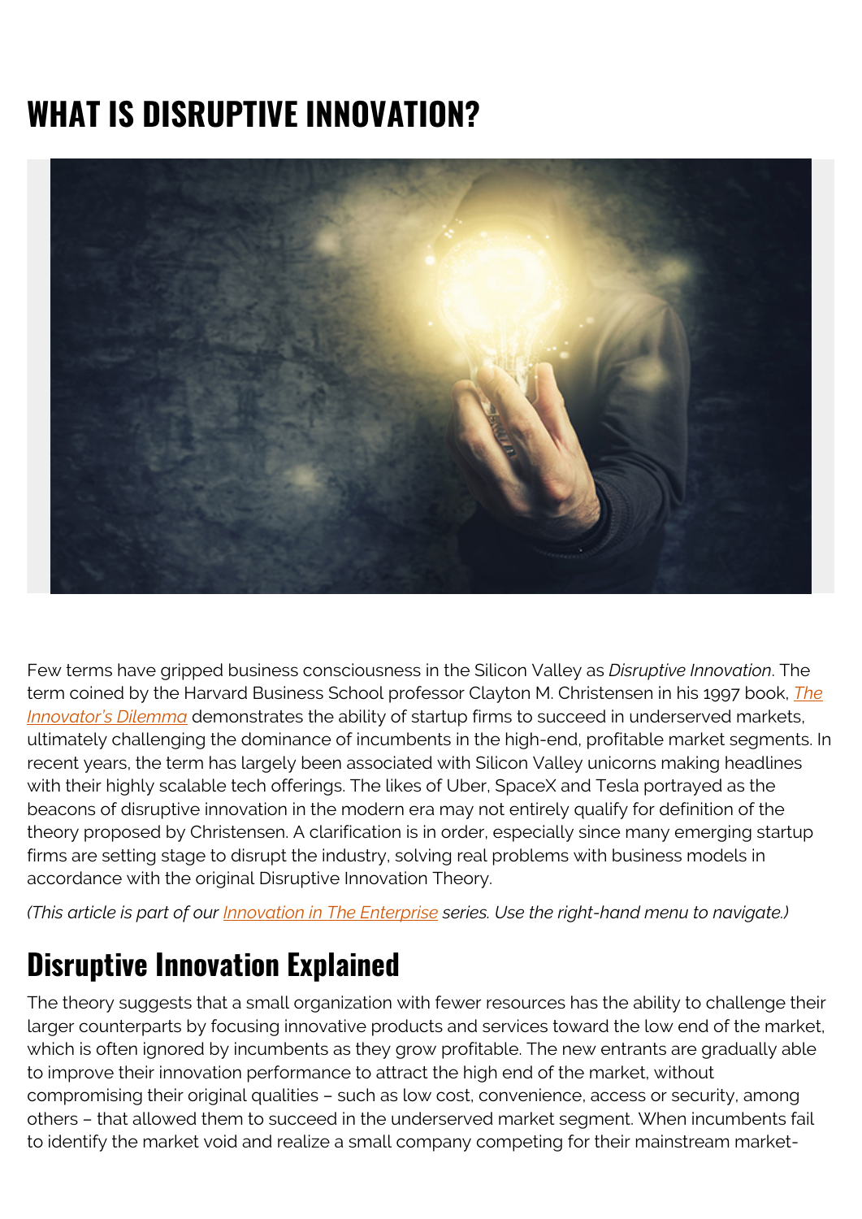# WHAT IS DISRUPTIVE INNOVATION?

Few terms have gripped business consciousness in the Silicon Valley as *Disruptive Innovation*. The term coined by the Harvard Business School professor Clayton M. Christensen in his 1997 book, *The Innovator's Dilemma* demonstrates the ability of startup firms to succeed in underserved markets, ultimately challenging the dominance of incumbents in the high-end, profitable market segments. In recent years, the term has largely been associated with Silicon Valley unicorns making headlines with their highly scalable tech offerings. The likes of Uber, SpaceX and Tesla portrayed as the beacons of disruptive innovation in the modern era may not entirely qualify for definition of the theory proposed by Christensen. A clarification is in order, especially since many emerging startup firms are setting stage to disrupt the industry, solving real problems with business models in accordance with the original Disruptive Innovation Theory.

*(This article is part of our Innovation in The Enterprise series. Use the right-hand menu to navigate.)*

## Disruptive Innovation Explained

The theory suggests that a small organization with fewer resources has the ability to challenge their larger counterparts by focusing innovative products and services toward the low end of the market, which is often ignored by incumbents as they grow profitable. The new entrants are gradually able to improve their innovation performance to attract the high end of the market, without compromising their original qualities – such as low cost, convenience, access or security, among others – that allowed them to succeed in the underserved market segment. When incumbents fail to identify the market void and realize a small company competing for their mainstream market-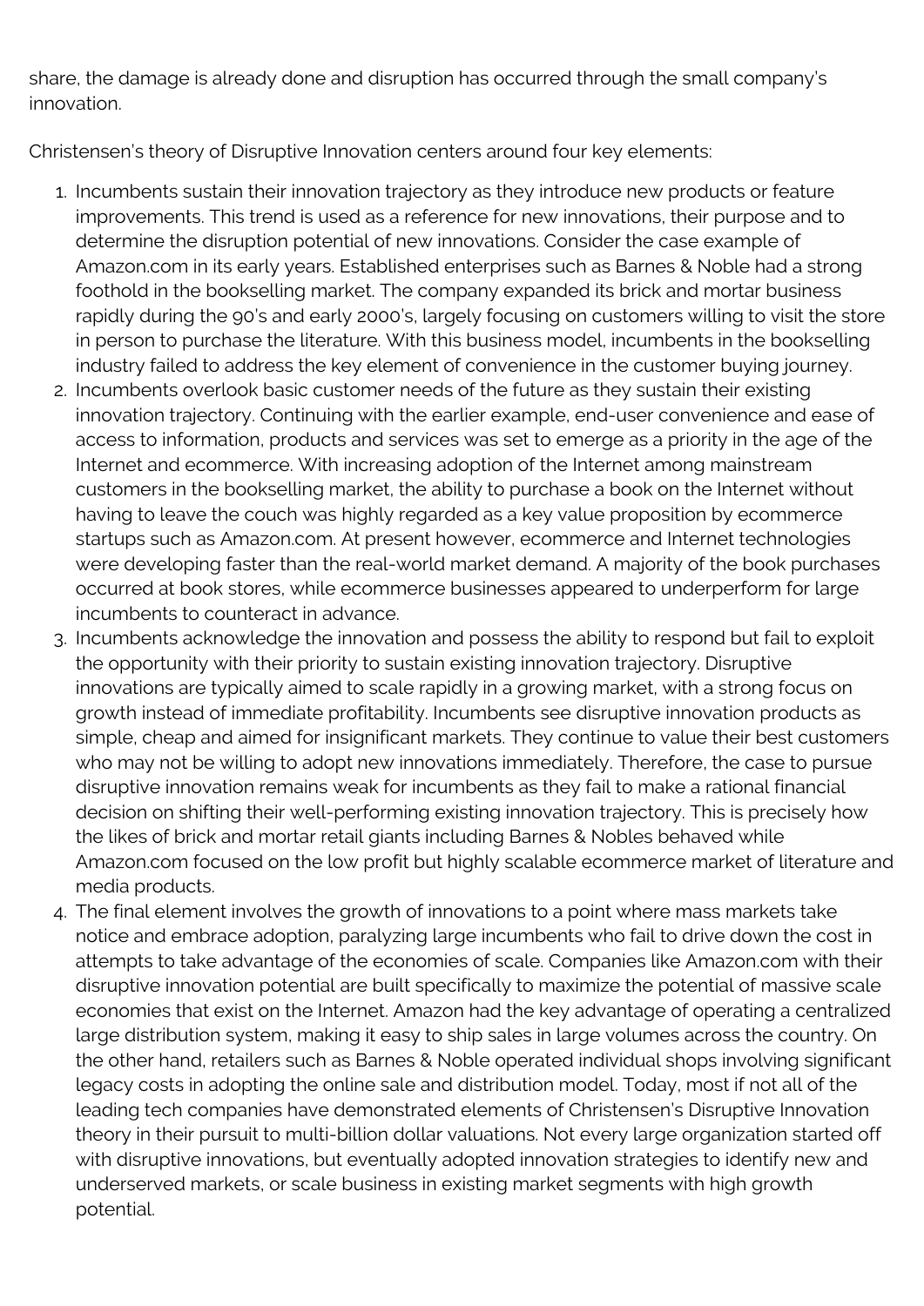share, the damage is already done and disruption has occurred through the small company's innovation.

Christensen's theory of Disruptive Innovation centers around four key elements:

1. Incumbents sustain their innovation trajectory as they introduce new products or feature improvements. This trend is used as a reference for new innovations, their purpose and to determine the disruption potential of new innovations. Consider the case example of Amazon.com in its early years. Established enterprises such as Barnes & Noble had a strong foothold in the bookselling market. The company expanded its brick and mortar business rapidly during the 90's and early 2000's, largely focusing on customers willing to visit the store in person to purchase the literature. With this business model, incumbents in the bookselling industry failed to address the key element of convenience in the customer buying journey.
2. Incumbents overlook basic customer needs of the future as they sustain their existing innovation trajectory. Continuing with the earlier example, end-user convenience and ease of access to information, products and services was set to emerge as a priority in the age of the Internet and ecommerce. With increasing adoption of the Internet among mainstream customers in the bookselling market, the ability to purchase a book on the Internet without having to leave the couch was highly regarded as a key value proposition by ecommerce startups such as Amazon.com. At present however, ecommerce and Internet technologies were developing faster than the real-world market demand. A majority of the book purchases occurred at book stores, while ecommerce businesses appeared to underperform for large incumbents to counteract in advance.
3. Incumbents acknowledge the innovation and possess the ability to respond but fail to exploit the opportunity with their priority to sustain existing innovation trajectory. Disruptive innovations are typically aimed to scale rapidly in a growing market, with a strong focus on growth instead of immediate profitability. Incumbents see disruptive innovation products as simple, cheap and aimed for insignificant markets. They continue to value their best customers who may not be willing to adopt new innovations immediately. Therefore, the case to pursue disruptive innovation remains weak for incumbents as they fail to make a rational financial decision on shifting their well-performing existing innovation trajectory. This is precisely how the likes of brick and mortar retail giants including Barnes & Nobles behaved while Amazon.com focused on the low profit but highly scalable ecommerce market of literature and media products.
4. The final element involves the growth of innovations to a point where mass markets take notice and embrace adoption, paralyzing large incumbents who fail to drive down the cost in attempts to take advantage of the economies of scale. Companies like Amazon.com with their disruptive innovation potential are built specifically to maximize the potential of massive scale economies that exist on the Internet. Amazon had the key advantage of operating a centralized large distribution system, making it easy to ship sales in large volumes across the country. On the other hand, retailers such as Barnes & Noble operated individual shops involving significant legacy costs in adopting the online sale and distribution model. Today, most if not all of the leading tech companies have demonstrated elements of Christensen's Disruptive Innovation theory in their pursuit to multi-billion dollar valuations. Not every large organization started off with disruptive innovations, but eventually adopted innovation strategies to identify new and underserved markets, or scale business in existing market segments with high growth potential.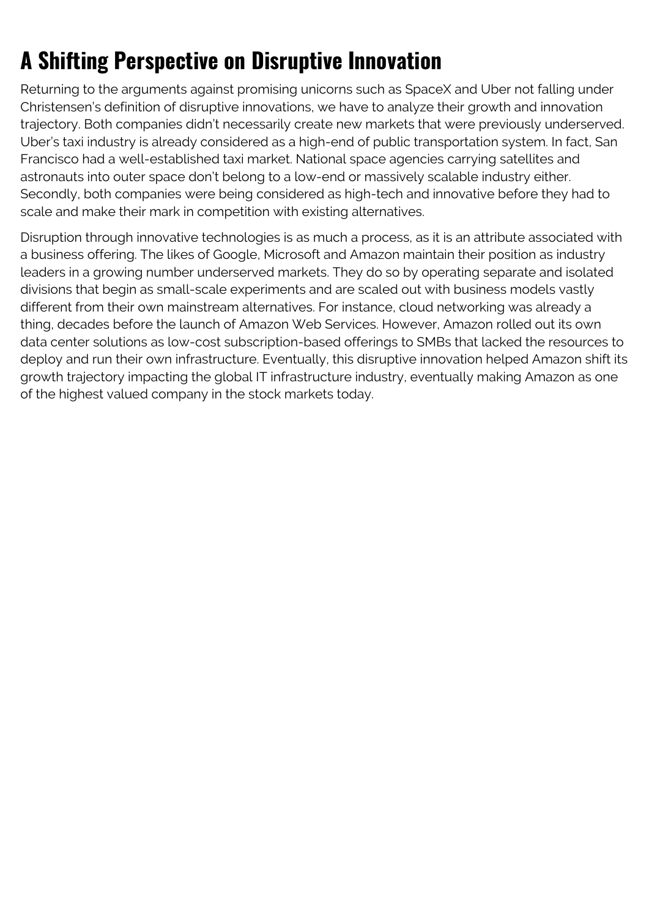## A Shifting Perspective on Disruptive Innovation

Returning to the arguments against promising unicorns such as SpaceX and Uber not falling under Christensen's definition of disruptive innovations, we have to analyze their growth and innovation trajectory. Both companies didn't necessarily create new markets that were previously underserved. Uber's taxi industry is already considered as a high-end of public transportation system. In fact, San Francisco had a well-established taxi market. National space agencies carrying satellites and astronauts into outer space don't belong to a low-end or massively scalable industry either. Secondly, both companies were being considered as high-tech and innovative before they had to scale and make their mark in competition with existing alternatives.

Disruption through innovative technologies is as much a process, as it is an attribute associated with a business offering. The likes of Google, Microsoft and Amazon maintain their position as industry leaders in a growing number underserved markets. They do so by operating separate and isolated divisions that begin as small-scale experiments and are scaled out with business models vastly different from their own mainstream alternatives. For instance, cloud networking was already a thing, decades before the launch of Amazon Web Services. However, Amazon rolled out its own data center solutions as low-cost subscription-based offerings to SMBs that lacked the resources to deploy and run their own infrastructure. Eventually, this disruptive innovation helped Amazon shift its growth trajectory impacting the global IT infrastructure industry, eventually making Amazon as one of the highest valued company in the stock markets today.